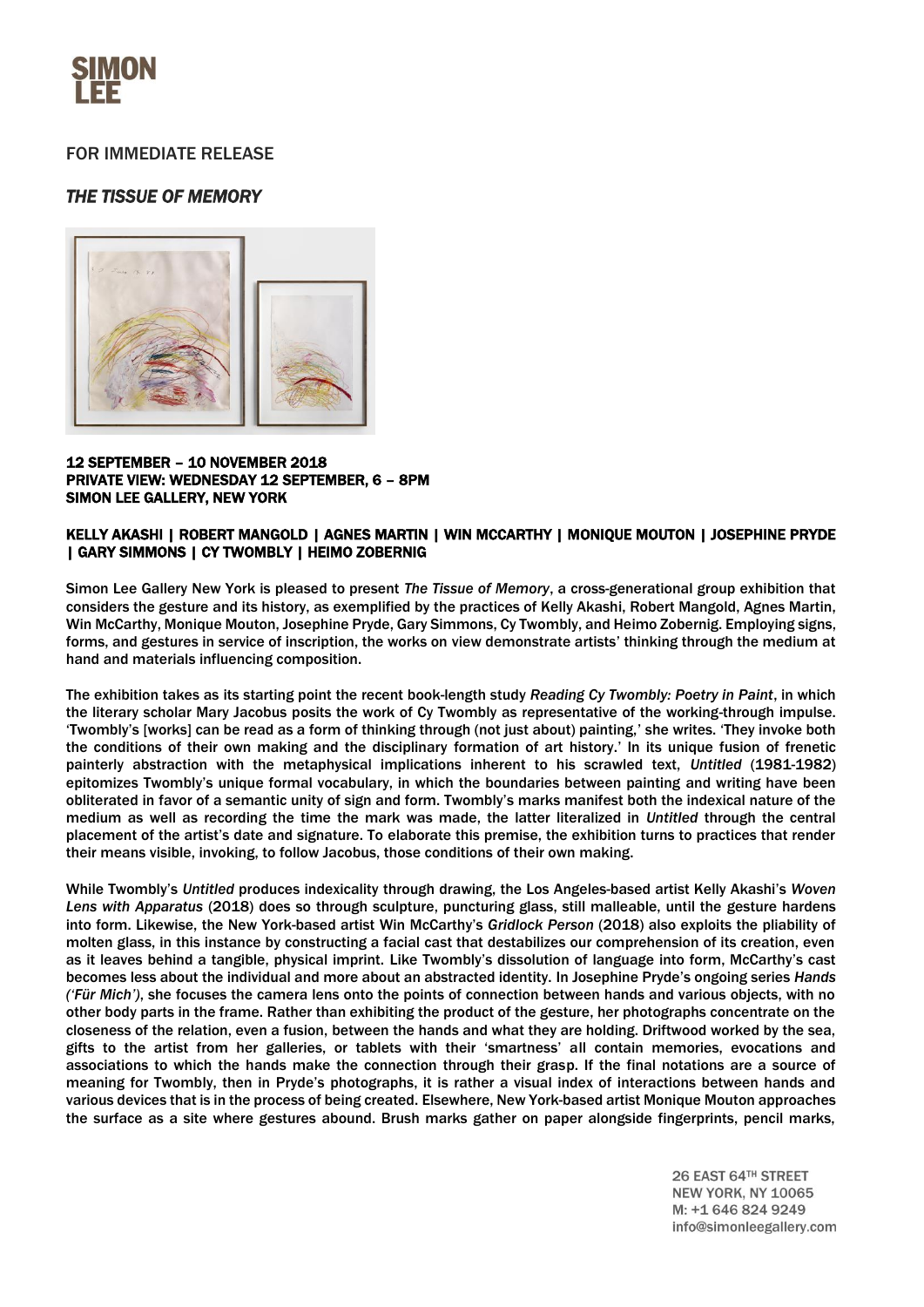SIMON LEE

FOR IMMEDIATE RELEASE

# *THE TISSUE OF MEMORY*

**12 SEPTEMBER – 10 NOVEMBER 2018**
**PRIVATE VIEW: WEDNESDAY 12 SEPTEMBER, 6 – 8PM**
**SIMON LEE GALLERY, NEW YORK**

**KELLY AKASHI | ROBERT MANGOLD | AGNES MARTIN | WIN MCCARTHY | MONIQUE MOUTON | JOSEPHINE PRYDE | GARY SIMMONS | CY TWOMBLY | HEIMO ZOBERNIG**

Simon Lee Gallery New York is pleased to present *The Tissue of Memory*, a cross-generational group exhibition that considers the gesture and its history, as exemplified by the practices of Kelly Akashi, Robert Mangold, Agnes Martin, Win McCarthy, Monique Mouton, Josephine Pryde, Gary Simmons, Cy Twombly, and Heimo Zobernig. Employing signs, forms, and gestures in service of inscription, the works on view demonstrate artists' thinking through the medium at hand and materials influencing composition.

The exhibition takes as its starting point the recent book-length study *Reading Cy Twombly: Poetry in Paint*, in which the literary scholar Mary Jacobus posits the work of Cy Twombly as representative of the working-through impulse. 'Twombly's [works] can be read as a form of thinking through (not just about) painting,' she writes. 'They invoke both the conditions of their own making and the disciplinary formation of art history.' In its unique fusion of frenetic painterly abstraction with the metaphysical implications inherent to his scrawled text, *Untitled* (1981-1982) epitomizes Twombly's unique formal vocabulary, in which the boundaries between painting and writing have been obliterated in favor of a semantic unity of sign and form. Twombly's marks manifest both the indexical nature of the medium as well as recording the time the mark was made, the latter literalized in *Untitled* through the central placement of the artist's date and signature. To elaborate this premise, the exhibition turns to practices that render their means visible, invoking, to follow Jacobus, those conditions of their own making.

While Twombly's *Untitled* produces indexicality through drawing, the Los Angeles-based artist Kelly Akashi's *Woven Lens with Apparatus* (2018) does so through sculpture, puncturing glass, still malleable, until the gesture hardens into form. Likewise, the New York-based artist Win McCarthy's *Gridlock Person* (2018) also exploits the pliability of molten glass, in this instance by constructing a facial cast that destabilizes our comprehension of its creation, even as it leaves behind a tangible, physical imprint. Like Twombly's dissolution of language into form, McCarthy's cast becomes less about the individual and more about an abstracted identity. In Josephine Pryde's ongoing series *Hands ('Für Mich')*, she focuses the camera lens onto the points of connection between hands and various objects, with no other body parts in the frame. Rather than exhibiting the product of the gesture, her photographs concentrate on the closeness of the relation, even a fusion, between the hands and what they are holding. Driftwood worked by the sea, gifts to the artist from her galleries, or tablets with their 'smartness' all contain memories, evocations and associations to which the hands make the connection through their grasp. If the final notations are a source of meaning for Twombly, then in Pryde's photographs, it is rather a visual index of interactions between hands and various devices that is in the process of being created. Elsewhere, New York-based artist Monique Mouton approaches the surface as a site where gestures abound. Brush marks gather on paper alongside fingerprints, pencil marks,

26 EAST 64TH STREET
NEW YORK, NY 10065
M: +1 646 824 9249
info@simonleegallery.com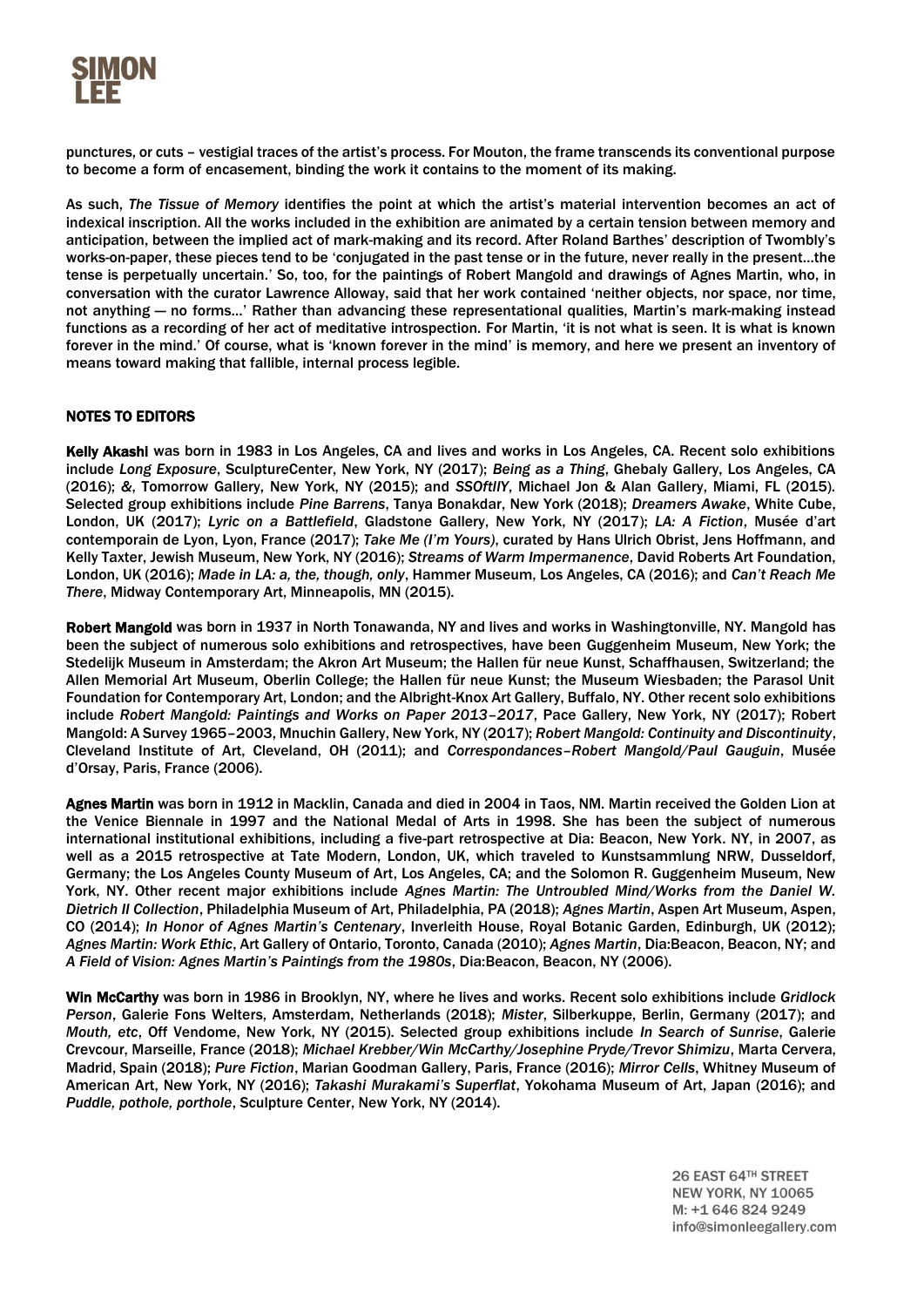punctures, or cuts – vestigial traces of the artist's process. For Mouton, the frame transcends its conventional purpose to become a form of encasement, binding the work it contains to the moment of its making.

As such, *The Tissue of Memory* identifies the point at which the artist's material intervention becomes an act of indexical inscription. All the works included in the exhibition are animated by a certain tension between memory and anticipation, between the implied act of mark-making and its record. After Roland Barthes' description of Twombly's works-on-paper, these pieces tend to be 'conjugated in the past tense or in the future, never really in the present…the tense is perpetually uncertain.' So, too, for the paintings of Robert Mangold and drawings of Agnes Martin, who, in conversation with the curator Lawrence Alloway, said that her work contained 'neither objects, nor space, nor time, not anything — no forms…' Rather than advancing these representational qualities, Martin's mark-making instead functions as a recording of her act of meditative introspection. For Martin, 'it is not what is seen. It is what is known forever in the mind.' Of course, what is 'known forever in the mind' is memory, and here we present an inventory of means toward making that fallible, internal process legible.

## NOTES TO EDITORS

**Kelly Akashi** was born in 1983 in Los Angeles, CA and lives and works in Los Angeles, CA. Recent solo exhibitions include *Long Exposure*, SculptureCenter, New York, NY (2017); *Being as a Thing*, Ghebaly Gallery, Los Angeles, CA (2016); *&*, Tomorrow Gallery, New York, NY (2015); and *SSOftlIY*, Michael Jon & Alan Gallery, Miami, FL (2015). Selected group exhibitions include *Pine Barrens*, Tanya Bonakdar, New York (2018); *Dreamers Awake*, White Cube, London, UK (2017); *Lyric on a Battlefield*, Gladstone Gallery, New York, NY (2017); *LA: A Fiction*, Musée d'art contemporain de Lyon, Lyon, France (2017); *Take Me (I'm Yours)*, curated by Hans Ulrich Obrist, Jens Hoffmann, and Kelly Taxter, Jewish Museum, New York, NY (2016); *Streams of Warm Impermanence*, David Roberts Art Foundation, London, UK (2016); *Made in LA: a, the, though, only*, Hammer Museum, Los Angeles, CA (2016); and *Can't Reach Me There*, Midway Contemporary Art, Minneapolis, MN (2015).

**Robert Mangold** was born in 1937 in North Tonawanda, NY and lives and works in Washingtonville, NY. Mangold has been the subject of numerous solo exhibitions and retrospectives, have been Guggenheim Museum, New York; the Stedelijk Museum in Amsterdam; the Akron Art Museum; the Hallen für neue Kunst, Schaffhausen, Switzerland; the Allen Memorial Art Museum, Oberlin College; the Hallen für neue Kunst; the Museum Wiesbaden; the Parasol Unit Foundation for Contemporary Art, London; and the Albright-Knox Art Gallery, Buffalo, NY. Other recent solo exhibitions include *Robert Mangold: Paintings and Works on Paper 2013–2017*, Pace Gallery, New York, NY (2017); Robert Mangold: A Survey 1965–2003, Mnuchin Gallery, New York, NY (2017); *Robert Mangold: Continuity and Discontinuity*, Cleveland Institute of Art, Cleveland, OH (2011); and *Correspondances–Robert Mangold/Paul Gauguin*, Musée d'Orsay, Paris, France (2006).

**Agnes Martin** was born in 1912 in Macklin, Canada and died in 2004 in Taos, NM. Martin received the Golden Lion at the Venice Biennale in 1997 and the National Medal of Arts in 1998. She has been the subject of numerous international institutional exhibitions, including a five-part retrospective at Dia: Beacon, New York. NY, in 2007, as well as a 2015 retrospective at Tate Modern, London, UK, which traveled to Kunstsammlung NRW, Dusseldorf, Germany; the Los Angeles County Museum of Art, Los Angeles, CA; and the Solomon R. Guggenheim Museum, New York, NY. Other recent major exhibitions include *Agnes Martin: The Untroubled Mind/Works from the Daniel W. Dietrich II Collection*, Philadelphia Museum of Art, Philadelphia, PA (2018); *Agnes Martin*, Aspen Art Museum, Aspen, CO (2014); *In Honor of Agnes Martin's Centenary*, Inverleith House, Royal Botanic Garden, Edinburgh, UK (2012); *Agnes Martin: Work Ethic*, Art Gallery of Ontario, Toronto, Canada (2010); *Agnes Martin*, Dia:Beacon, Beacon, NY; and *A Field of Vision: Agnes Martin's Paintings from the 1980s*, Dia:Beacon, Beacon, NY (2006).

**Win McCarthy** was born in 1986 in Brooklyn, NY, where he lives and works. Recent solo exhibitions include *Gridlock Person*, Galerie Fons Welters, Amsterdam, Netherlands (2018); *Mister*, Silberkuppe, Berlin, Germany (2017); and *Mouth, etc*, Off Vendome, New York, NY (2015). Selected group exhibitions include *In Search of Sunrise*, Galerie Crevcour, Marseille, France (2018); *Michael Krebber/Win McCarthy/Josephine Pryde/Trevor Shimizu*, Marta Cervera, Madrid, Spain (2018); *Pure Fiction*, Marian Goodman Gallery, Paris, France (2016); *Mirror Cells*, Whitney Museum of American Art, New York, NY (2016); *Takashi Murakami's Superflat*, Yokohama Museum of Art, Japan (2016); and *Puddle, pothole, porthole*, Sculpture Center, New York, NY (2014).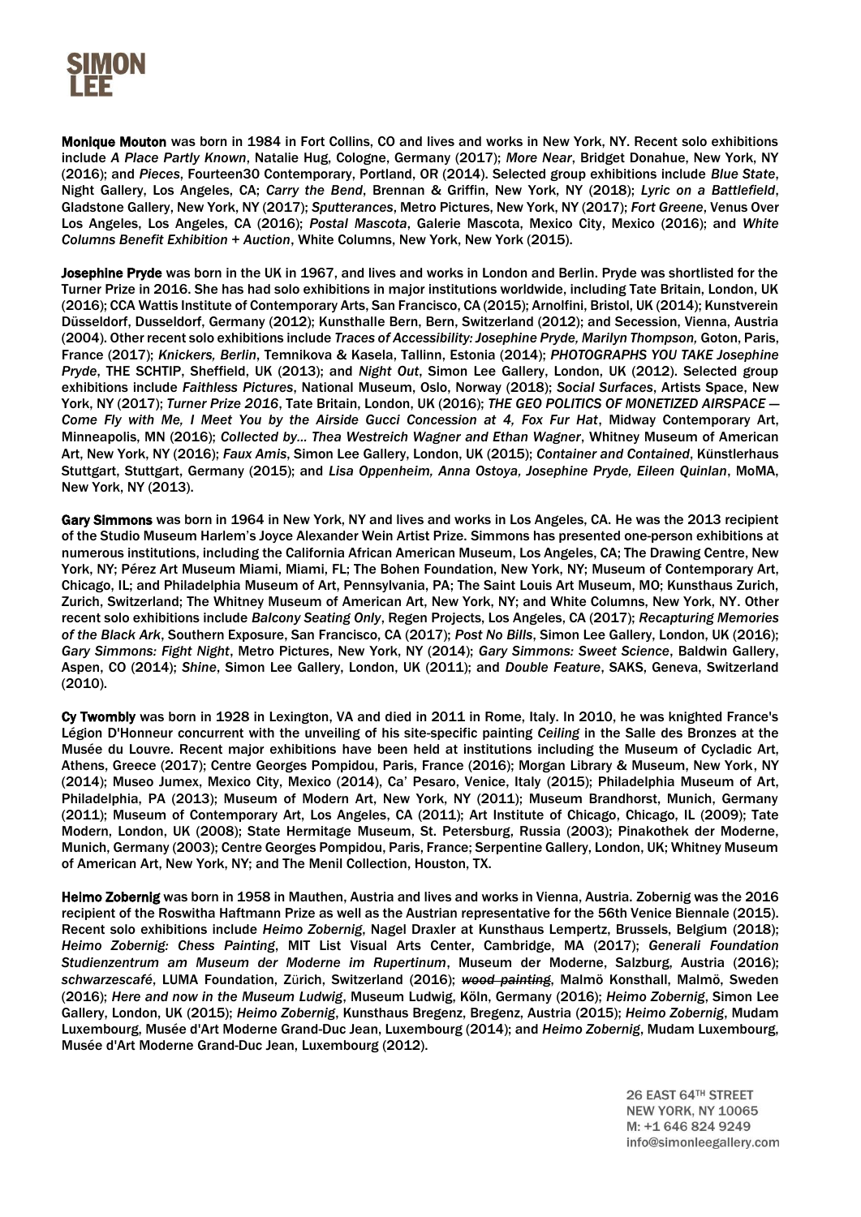**Monique Mouton** was born in 1984 in Fort Collins, CO and lives and works in New York, NY. Recent solo exhibitions include *A Place Partly Known*, Natalie Hug, Cologne, Germany (2017); *More Near*, Bridget Donahue, New York, NY (2016); and *Pieces*, Fourteen30 Contemporary, Portland, OR (2014). Selected group exhibitions include *Blue State*, Night Gallery, Los Angeles, CA; *Carry the Bend*, Brennan & Griffin, New York, NY (2018); *Lyric on a Battlefield*, Gladstone Gallery, New York, NY (2017); *Sputterances*, Metro Pictures, New York, NY (2017); *Fort Greene*, Venus Over Los Angeles, Los Angeles, CA (2016); *Postal Mascota*, Galerie Mascota, Mexico City, Mexico (2016); and *White Columns Benefit Exhibition + Auction*, White Columns, New York, New York (2015).

**Josephine Pryde** was born in the UK in 1967, and lives and works in London and Berlin. Pryde was shortlisted for the Turner Prize in 2016. She has had solo exhibitions in major institutions worldwide, including Tate Britain, London, UK (2016); CCA Wattis Institute of Contemporary Arts, San Francisco, CA (2015); Arnolfini, Bristol, UK (2014); Kunstverein Düsseldorf, Dusseldorf, Germany (2012); Kunsthalle Bern, Bern, Switzerland (2012); and Secession, Vienna, Austria (2004). Other recent solo exhibitions include *Traces of Accessibility: Josephine Pryde, Marilyn Thompson,* Goton, Paris, France (2017); *Knickers, Berlin*, Temnikova & Kasela, Tallinn, Estonia (2014); *PHOTOGRAPHS YOU TAKE Josephine Pryde*, THE SCHTIP, Sheffield, UK (2013); and *Night Out*, Simon Lee Gallery, London, UK (2012). Selected group exhibitions include *Faithless Pictures*, National Museum, Oslo, Norway (2018); *Social Surfaces*, Artists Space, New York, NY (2017); *Turner Prize 2016*, Tate Britain, London, UK (2016); *THE GEO POLITICS OF MONETIZED AIRSPACE — Come Fly with Me, I Meet You by the Airside Gucci Concession at 4, Fox Fur Hat*, Midway Contemporary Art, Minneapolis, MN (2016); *Collected by… Thea Westreich Wagner and Ethan Wagner*, Whitney Museum of American Art, New York, NY (2016); *Faux Amis*, Simon Lee Gallery, London, UK (2015); *Container and Contained*, Künstlerhaus Stuttgart, Stuttgart, Germany (2015); and *Lisa Oppenheim, Anna Ostoya, Josephine Pryde, Eileen Quinlan*, MoMA, New York, NY (2013).

**Gary Simmons** was born in 1964 in New York, NY and lives and works in Los Angeles, CA. He was the 2013 recipient of the Studio Museum Harlem's Joyce Alexander Wein Artist Prize. Simmons has presented one-person exhibitions at numerous institutions, including the California African American Museum, Los Angeles, CA; The Drawing Centre, New York, NY; Pérez Art Museum Miami, Miami, FL; The Bohen Foundation, New York, NY; Museum of Contemporary Art, Chicago, IL; and Philadelphia Museum of Art, Pennsylvania, PA; The Saint Louis Art Museum, MO; Kunsthaus Zurich, Zurich, Switzerland; The Whitney Museum of American Art, New York, NY; and White Columns, New York, NY. Other recent solo exhibitions include *Balcony Seating Only*, Regen Projects, Los Angeles, CA (2017); *Recapturing Memories of the Black Ark*, Southern Exposure, San Francisco, CA (2017); *Post No Bills*, Simon Lee Gallery, London, UK (2016); *Gary Simmons: Fight Night*, Metro Pictures, New York, NY (2014); *Gary Simmons: Sweet Science*, Baldwin Gallery, Aspen, CO (2014); *Shine*, Simon Lee Gallery, London, UK (2011); and *Double Feature*, SAKS, Geneva, Switzerland (2010).

**Cy Twombly** was born in 1928 in Lexington, VA and died in 2011 in Rome, Italy. In 2010, he was knighted France's Légion D'Honneur concurrent with the unveiling of his site-specific painting *Ceiling* in the Salle des Bronzes at the Musée du Louvre. Recent major exhibitions have been held at institutions including the Museum of Cycladic Art, Athens, Greece (2017); Centre Georges Pompidou, Paris, France (2016); Morgan Library & Museum, New York, NY (2014); Museo Jumex, Mexico City, Mexico (2014), Ca' Pesaro, Venice, Italy (2015); Philadelphia Museum of Art, Philadelphia, PA (2013); Museum of Modern Art, New York, NY (2011); Museum Brandhorst, Munich, Germany (2011); Museum of Contemporary Art, Los Angeles, CA (2011); Art Institute of Chicago, Chicago, IL (2009); Tate Modern, London, UK (2008); State Hermitage Museum, St. Petersburg, Russia (2003); Pinakothek der Moderne, Munich, Germany (2003); Centre Georges Pompidou, Paris, France; Serpentine Gallery, London, UK; Whitney Museum of American Art, New York, NY; and The Menil Collection, Houston, TX.

**Heimo Zobernig** was born in 1958 in Mauthen, Austria and lives and works in Vienna, Austria. Zobernig was the 2016 recipient of the Roswitha Haftmann Prize as well as the Austrian representative for the 56th Venice Biennale (2015). Recent solo exhibitions include *Heimo Zobernig*, Nagel Draxler at Kunsthaus Lempertz, Brussels, Belgium (2018); *Heimo Zobernig: Chess Painting*, MIT List Visual Arts Center, Cambridge, MA (2017); *Generali Foundation Studienzentrum am Museum der Moderne im Rupertinum*, Museum der Moderne, Salzburg, Austria (2016); *schwarzescafé*, LUMA Foundation, Zürich, Switzerland (2016); ~~*wood painting*~~, Malmö Konsthall, Malmö, Sweden (2016); *Here and now in the Museum Ludwig*, Museum Ludwig, Köln, Germany (2016); *Heimo Zobernig*, Simon Lee Gallery, London, UK (2015); *Heimo Zobernig*, Kunsthaus Bregenz, Bregenz, Austria (2015); *Heimo Zobernig*, Mudam Luxembourg, Musée d'Art Moderne Grand-Duc Jean, Luxembourg (2014); and *Heimo Zobernig*, Mudam Luxembourg, Musée d'Art Moderne Grand-Duc Jean, Luxembourg (2012).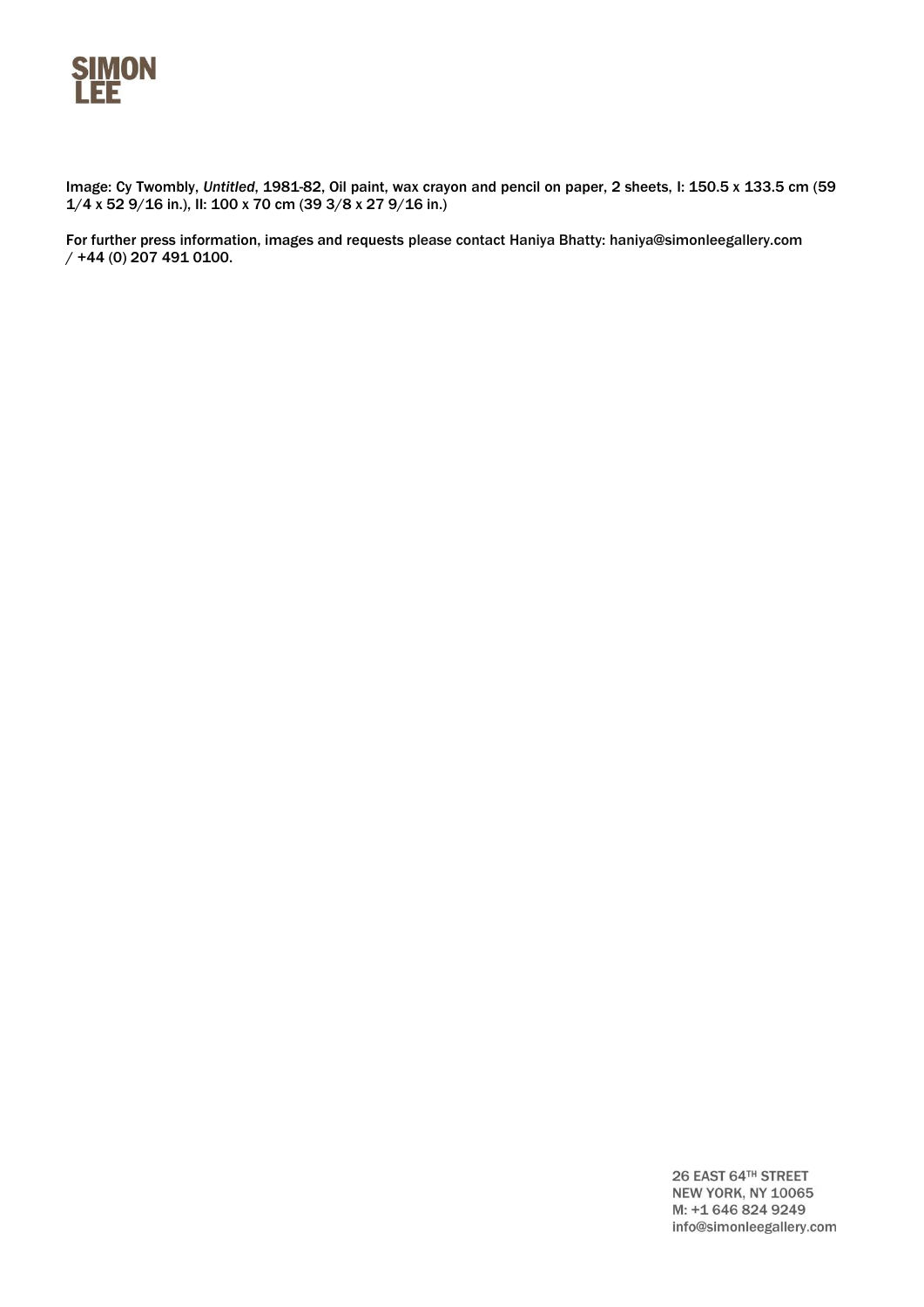Image: Cy Twombly, *Untitled*, 1981-82, Oil paint, wax crayon and pencil on paper, 2 sheets, I: 150.5 x 133.5 cm (59 1/4 x 52 9/16 in.), II: 100 x 70 cm (39 3/8 x 27 9/16 in.)

For further press information, images and requests please contact Haniya Bhatty: haniya@simonleegallery.com / +44 (0) 207 491 0100.